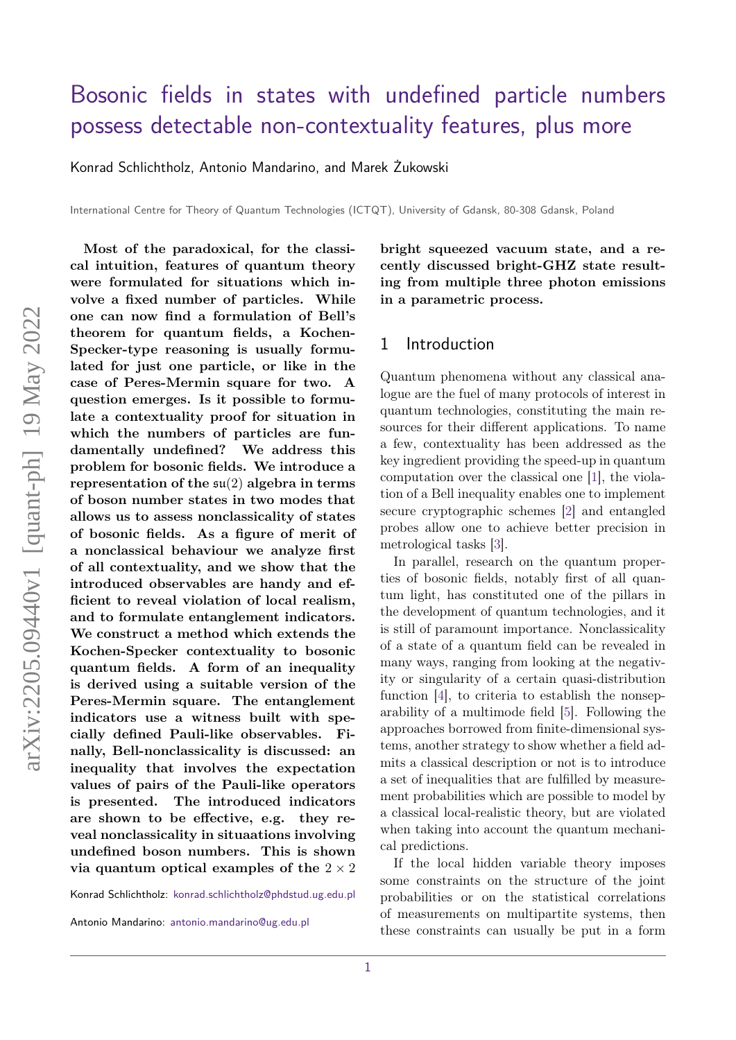# Bosonic fields in states with undefined particle numbers possess detectable non-contextuality features, plus more

Konrad Schlichtholz, Antonio Mandarino, and Marek Żukowski

International Centre for Theory of Quantum Technologies (ICTQT), University of Gdansk, 80-308 Gdansk, Poland

**Most of the paradoxical, for the classical intuition, features of quantum theory were formulated for situations which involve a fixed number of particles. While one can now find a formulation of Bell's theorem for quantum fields, a Kochen-Specker-type reasoning is usually formulated for just one particle, or like in the case of Peres-Mermin square for two. A question emerges. Is it possible to formulate a contextuality proof for situation in which the numbers of particles are fundamentally undefined? We address this problem for bosonic fields. We introduce a representation of the $\mathfrak{su}(2)$ algebra in terms of boson number states in two modes that allows us to assess nonclassicality of states of bosonic fields. As a figure of merit of a nonclassical behaviour we analyze first of all contextuality, and we show that the introduced observables are handy and efficient to reveal violation of local realism, and to formulate entanglement indicators. We construct a method which extends the Kochen-Specker contextuality to bosonic quantum fields. A form of an inequality is derived using a suitable version of the Peres-Mermin square. The entanglement indicators use a witness built with specially defined Pauli-like observables. Finally, Bell-nonclassicality is discussed: an inequality that involves the expectation values of pairs of the Pauli-like operators is presented. The introduced indicators are shown to be effective, e.g. they reveal nonclassicality in situaations involving undefined boson numbers. This is shown via quantum optical examples of the $2 \times 2$ bright squeezed vacuum state, and a recently discussed bright-GHZ state resulting from multiple three photon emissions in a parametric process.**

Konrad Schlichtholz: konrad.schlichtholz@phdstud.ug.edu.pl

Antonio Mandarino: antonio.mandarino@ug.edu.pl

## 1 Introduction

Quantum phenomena without any classical analogue are the fuel of many protocols of interest in quantum technologies, constituting the main resources for their different applications. To name a few, contextuality has been addressed as the key ingredient providing the speed-up in quantum computation over the classical one [1], the violation of a Bell inequality enables one to implement secure cryptographic schemes [2] and entangled probes allow one to achieve better precision in metrological tasks [3].

In parallel, research on the quantum properties of bosonic fields, notably first of all quantum light, has constituted one of the pillars in the development of quantum technologies, and it is still of paramount importance. Nonclassicality of a state of a quantum field can be revealed in many ways, ranging from looking at the negativity or singularity of a certain quasi-distribution function [4], to criteria to establish the nonseparability of a multimode field [5]. Following the approaches borrowed from finite-dimensional systems, another strategy to show whether a field admits a classical description or not is to introduce a set of inequalities that are fulfilled by measurement probabilities which are possible to model by a classical local-realistic theory, but are violated when taking into account the quantum mechanical predictions.

If the local hidden variable theory imposes some constraints on the structure of the joint probabilities or on the statistical correlations of measurements on multipartite systems, then these constraints can usually be put in a form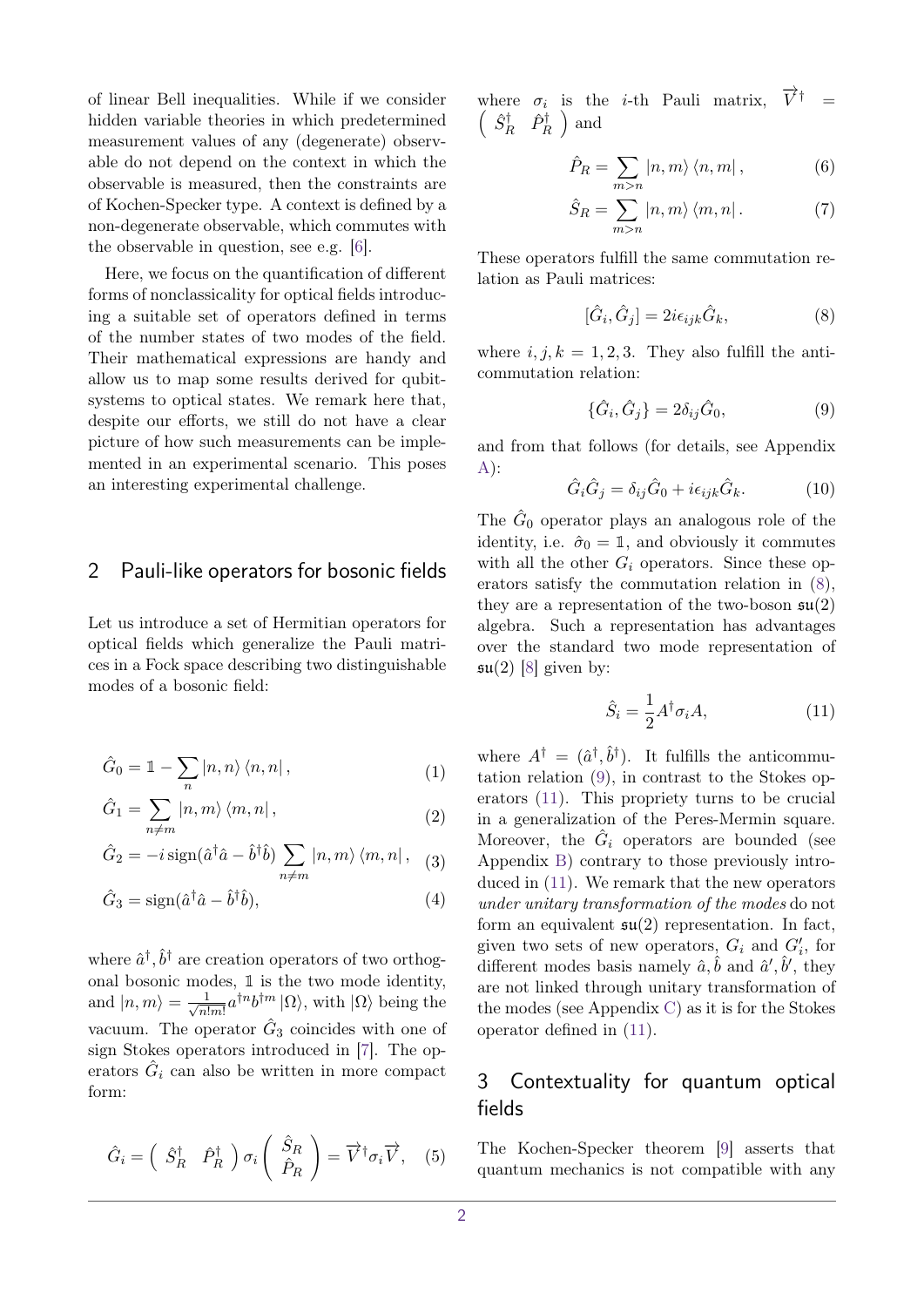of linear Bell inequalities. While if we consider hidden variable theories in which predetermined measurement values of any (degenerate) observable do not depend on the context in which the observable is measured, then the constraints are of Kochen-Specker type. A context is defined by a non-degenerate observable, which commutes with the observable in question, see e.g. [6].

Here, we focus on the quantification of different forms of nonclassicality for optical fields introducing a suitable set of operators defined in terms of the number states of two modes of the field. Their mathematical expressions are handy and allow us to map some results derived for qubit-systems to optical states. We remark here that, despite our efforts, we still do not have a clear picture of how such measurements can be implemented in an experimental scenario. This poses an interesting experimental challenge.

## 2 Pauli-like operators for bosonic fields

Let us introduce a set of Hermitian operators for optical fields which generalize the Pauli matrices in a Fock space describing two distinguishable modes of a bosonic field:

$$\hat{G}_0 = \mathbb{1} - \sum_n |n,n\rangle\langle n,n|, \tag{1}$$

$$\hat{G}_1 = \sum_{n\neq m} |n,m\rangle\langle m,n|, \tag{2}$$

$$\hat{G}_2 = -i\,\mathrm{sign}(\hat{a}^\dagger\hat{a} - \hat{b}^\dagger\hat{b})\sum_{n\neq m} |n,m\rangle\langle m,n|, \tag{3}$$

$$\hat{G}_3 = \mathrm{sign}(\hat{a}^\dagger\hat{a} - \hat{b}^\dagger\hat{b}), \tag{4}$$

where $\hat{a}^\dagger, \hat{b}^\dagger$ are creation operators of two orthogonal bosonic modes, $\mathbb{1}$ is the two mode identity, and $|n,m\rangle = \frac{1}{\sqrt{n!m!}}a^{\dagger n}b^{\dagger m}|\Omega\rangle$, with $|\Omega\rangle$ being the vacuum. The operator $\hat{G}_3$ coincides with one of sign Stokes operators introduced in [7]. The operators $\hat{G}_i$ can also be written in more compact form:

$$\hat{G}_i = \begin{pmatrix} \hat{S}_R^\dagger & \hat{P}_R^\dagger \end{pmatrix} \sigma_i \begin{pmatrix} \hat{S}_R \\ \hat{P}_R \end{pmatrix} = \overrightarrow{V}^\dagger \sigma_i \overrightarrow{V}, \tag{5}$$

where $\sigma_i$ is the $i$-th Pauli matrix, $\overrightarrow{V}^\dagger = \begin{pmatrix} \hat{S}_R^\dagger & \hat{P}_R^\dagger \end{pmatrix}$ and

$$\hat{P}_R = \sum_{m>n} |n,m\rangle\langle n,m|, \tag{6}$$

$$\hat{S}_R = \sum_{m>n} |n,m\rangle\langle m,n|. \tag{7}$$

These operators fulfill the same commutation relation as Pauli matrices:

$$[\hat{G}_i, \hat{G}_j] = 2i\epsilon_{ijk}\hat{G}_k, \tag{8}$$

where $i,j,k = 1,2,3$. They also fulfill the anticommutation relation:

$$\{\hat{G}_i, \hat{G}_j\} = 2\delta_{ij}\hat{G}_0, \tag{9}$$

and from that follows (for details, see Appendix A):

$$\hat{G}_i\hat{G}_j = \delta_{ij}\hat{G}_0 + i\epsilon_{ijk}\hat{G}_k. \tag{10}$$

The $\hat{G}_0$ operator plays an analogous role of the identity, i.e. $\hat{\sigma}_0 = \mathbb{1}$, and obviously it commutes with all the other $G_i$ operators. Since these operators satisfy the commutation relation in (8), they are a representation of the two-boson $\mathfrak{su}(2)$ algebra. Such a representation has advantages over the standard two mode representation of $\mathfrak{su}(2)$ [8] given by:

$$\hat{S}_i = \frac{1}{2}A^\dagger\sigma_i A, \tag{11}$$

where $A^\dagger = (\hat{a}^\dagger, \hat{b}^\dagger)$. It fulfills the anticommutation relation (9), in contrast to the Stokes operators (11). This propriety turns to be crucial in a generalization of the Peres-Mermin square. Moreover, the $\hat{G}_i$ operators are bounded (see Appendix B) contrary to those previously introduced in (11). We remark that the new operators *under unitary transformation of the modes* do not form an equivalent $\mathfrak{su}(2)$ representation. In fact, given two sets of new operators, $G_i$ and $G_i'$, for different modes basis namely $\hat{a}, \hat{b}$ and $\hat{a}', \hat{b}'$, they are not linked through unitary transformation of the modes (see Appendix C) as it is for the Stokes operator defined in (11).

## 3 Contextuality for quantum optical fields

The Kochen-Specker theorem [9] asserts that quantum mechanics is not compatible with any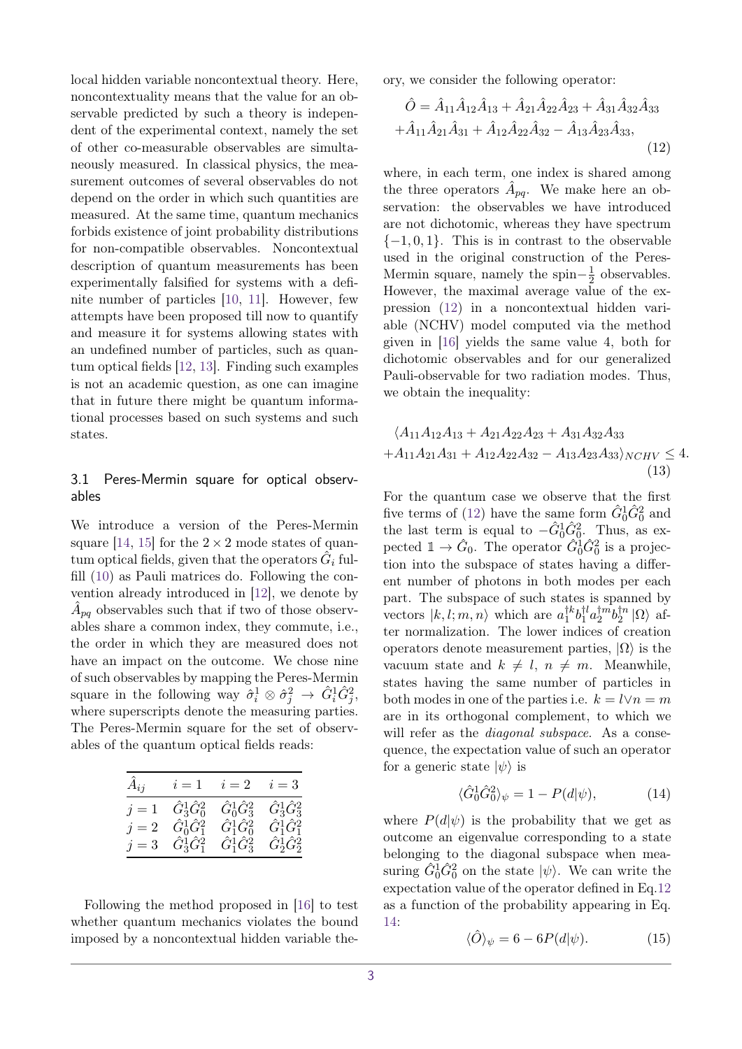local hidden variable noncontextual theory. Here, noncontextuality means that the value for an observable predicted by such a theory is independent of the experimental context, namely the set of other co-measurable observables are simultaneously measured. In classical physics, the measurement outcomes of several observables do not depend on the order in which such quantities are measured. At the same time, quantum mechanics forbids existence of joint probability distributions for non-compatible observables. Noncontextual description of quantum measurements has been experimentally falsified for systems with a definite number of particles [10, 11]. However, few attempts have been proposed till now to quantify and measure it for systems allowing states with an undefined number of particles, such as quantum optical fields [12, 13]. Finding such examples is not an academic question, as one can imagine that in future there might be quantum informational processes based on such systems and such states.

### 3.1 Peres-Mermin square for optical observables

We introduce a version of the Peres-Mermin square [14, 15] for the $2 \times 2$ mode states of quantum optical fields, given that the operators $\hat{G}_i$ fulfill (10) as Pauli matrices do. Following the convention already introduced in [12], we denote by $\hat{A}_{pq}$ observables such that if two of those observables share a common index, they commute, i.e., the order in which they are measured does not have an impact on the outcome. We chose nine of such observables by mapping the Peres-Mermin square in the following way $\hat{\sigma}_i^1 \otimes \hat{\sigma}_j^2 \rightarrow \hat{G}_i^1 \hat{G}_j^2$, where superscripts denote the measuring parties. The Peres-Mermin square for the set of observables of the quantum optical fields reads:

| $\hat{A}_{ij}$ | $i=1$ | $i=2$ | $i=3$ |
|---|---|---|---|
| $j=1$ | $\hat{G}_3^1\hat{G}_0^2$ | $\hat{G}_0^1\hat{G}_3^2$ | $\hat{G}_3^1\hat{G}_3^2$ |
| $j=2$ | $\hat{G}_0^1\hat{G}_1^2$ | $\hat{G}_1^1\hat{G}_0^2$ | $\hat{G}_1^1\hat{G}_1^2$ |
| $j=3$ | $\hat{G}_3^1\hat{G}_1^2$ | $\hat{G}_1^1\hat{G}_3^2$ | $\hat{G}_2^1\hat{G}_2^2$ |

Following the method proposed in [16] to test whether quantum mechanics violates the bound imposed by a noncontextual hidden variable theory, we consider the following operator:

$$
\begin{aligned}
\hat{O} &= \hat{A}_{11}\hat{A}_{12}\hat{A}_{13} + \hat{A}_{21}\hat{A}_{22}\hat{A}_{23} + \hat{A}_{31}\hat{A}_{32}\hat{A}_{33} \\
&+ \hat{A}_{11}\hat{A}_{21}\hat{A}_{31} + \hat{A}_{12}\hat{A}_{22}\hat{A}_{32} - \hat{A}_{13}\hat{A}_{23}\hat{A}_{33},
\end{aligned} \tag{12}
$$

where, in each term, one index is shared among the three operators $\hat{A}_{pq}$. We make here an observation: the observables we have introduced are not dichotomic, whereas they have spectrum $\{-1, 0, 1\}$. This is in contrast to the observable used in the original construction of the Peres-Mermin square, namely the spin$-\frac{1}{2}$ observables. However, the maximal average value of the expression (12) in a noncontextual hidden variable (NCHV) model computed via the method given in [16] yields the same value 4, both for dichotomic observables and for our generalized Pauli-observable for two radiation modes. Thus, we obtain the inequality:

$$
\begin{aligned}
&\langle A_{11}A_{12}A_{13} + A_{21}A_{22}A_{23} + A_{31}A_{32}A_{33} \\
&+ A_{11}A_{21}A_{31} + A_{12}A_{22}A_{32} - A_{13}A_{23}A_{33}\rangle_{NCHV} \leq 4.
\end{aligned} \tag{13}
$$

For the quantum case we observe that the first five terms of (12) have the same form $\hat{G}_0^1\hat{G}_0^2$ and the last term is equal to $-\hat{G}_0^1\hat{G}_0^2$. Thus, as expected $\mathbb{1} \rightarrow \hat{G}_0$. The operator $\hat{G}_0^1\hat{G}_0^2$ is a projection into the subspace of states having a different number of photons in both modes per each part. The subspace of such states is spanned by vectors $|k, l; m, n\rangle$ which are $a_1^{\dagger k} b_1^{\dagger l} a_2^{\dagger m} b_2^{\dagger n} |\Omega\rangle$ after normalization. The lower indices of creation operators denote measurement parties, $|\Omega\rangle$ is the vacuum state and $k \neq l$, $n \neq m$. Meanwhile, states having the same number of particles in both modes in one of the parties i.e. $k = l \vee n = m$ are in its orthogonal complement, to which we will refer as the *diagonal subspace.* As a consequence, the expectation value of such an operator for a generic state $|\psi\rangle$ is

$$
\langle \hat{G}_0^1 \hat{G}_0^2 \rangle_\psi = 1 - P(d|\psi), \tag{14}
$$

where $P(d|\psi)$ is the probability that we get as outcome an eigenvalue corresponding to a state belonging to the diagonal subspace when measuring $\hat{G}_0^1\hat{G}_0^2$ on the state $|\psi\rangle$. We can write the expectation value of the operator defined in Eq.12 as a function of the probability appearing in Eq. 14:

$$
\langle \hat{O} \rangle_\psi = 6 - 6P(d|\psi). \tag{15}
$$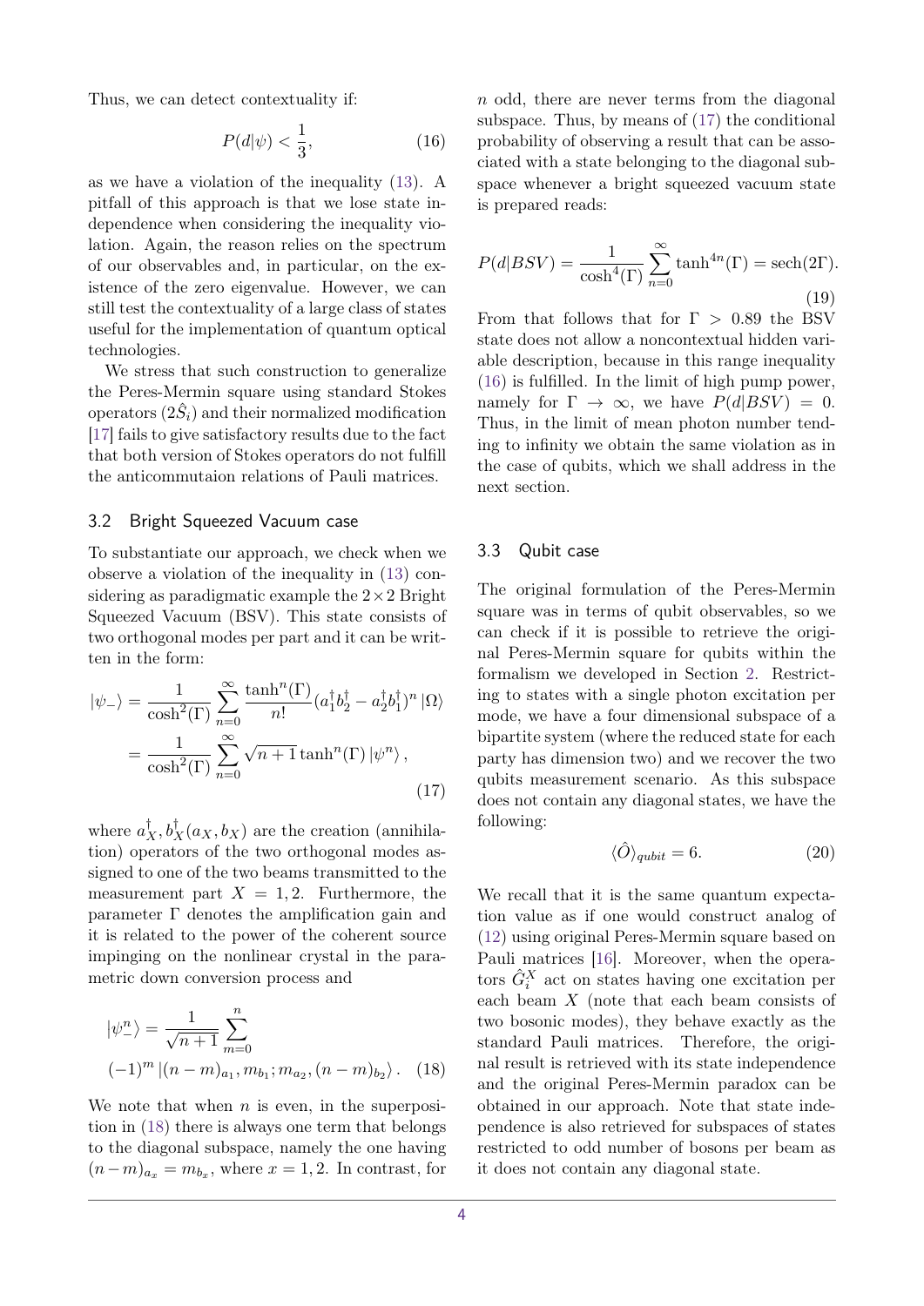Thus, we can detect contextuality if:

$$P(d|\psi) < \frac{1}{3}, \tag{16}$$

as we have a violation of the inequality (13). A pitfall of this approach is that we lose state independence when considering the inequality violation. Again, the reason relies on the spectrum of our observables and, in particular, on the existence of the zero eigenvalue. However, we can still test the contextuality of a large class of states useful for the implementation of quantum optical technologies.

We stress that such construction to generalize the Peres-Mermin square using standard Stokes operators $(2\hat{S}_i)$ and their normalized modification [17] fails to give satisfactory results due to the fact that both version of Stokes operators do not fulfill the anticommutaion relations of Pauli matrices.

### 3.2 Bright Squeezed Vacuum case

To substantiate our approach, we check when we observe a violation of the inequality in (13) considering as paradigmatic example the $2 \times 2$ Bright Squeezed Vacuum (BSV). This state consists of two orthogonal modes per part and it can be written in the form:

$$\begin{aligned}
|\psi_-\rangle &= \frac{1}{\cosh^2(\Gamma)} \sum_{n=0}^{\infty} \frac{\tanh^n(\Gamma)}{n!} (a_1^\dagger b_2^\dagger - a_2^\dagger b_1^\dagger)^n |\Omega\rangle \\
&= \frac{1}{\cosh^2(\Gamma)} \sum_{n=0}^{\infty} \sqrt{n+1} \tanh^n(\Gamma) |\psi^n\rangle ,
\end{aligned} \tag{17}$$

where $a_X^\dagger, b_X^\dagger (a_X, b_X)$ are the creation (annihilation) operators of the two orthogonal modes assigned to one of the two beams transmitted to the measurement part $X = 1, 2$. Furthermore, the parameter $\Gamma$ denotes the amplification gain and it is related to the power of the coherent source impinging on the nonlinear crystal in the parametric down conversion process and

$$\begin{aligned}
|\psi_-^n\rangle &= \frac{1}{\sqrt{n+1}} \sum_{m=0}^{n} \\
&(-1)^m |(n-m)_{a_1}, m_{b_1}; m_{a_2}, (n-m)_{b_2}\rangle .
\end{aligned} \tag{18}$$

We note that when $n$ is even, in the superposition in (18) there is always one term that belongs to the diagonal subspace, namely the one having $(n-m)_{a_x} = m_{b_x}$, where $x = 1, 2$. In contrast, for $n$ odd, there are never terms from the diagonal subspace. Thus, by means of (17) the conditional probability of observing a result that can be associated with a state belonging to the diagonal subspace whenever a bright squeezed vacuum state is prepared reads:

$$P(d|BSV) = \frac{1}{\cosh^4(\Gamma)} \sum_{n=0}^{\infty} \tanh^{4n}(\Gamma) = \operatorname{sech}(2\Gamma). \tag{19}$$

From that follows that for $\Gamma > 0.89$ the BSV state does not allow a noncontextual hidden variable description, because in this range inequality (16) is fulfilled. In the limit of high pump power, namely for $\Gamma \to \infty$, we have $P(d|BSV) = 0$. Thus, in the limit of mean photon number tending to infinity we obtain the same violation as in the case of qubits, which we shall address in the next section.

### 3.3 Qubit case

The original formulation of the Peres-Mermin square was in terms of qubit observables, so we can check if it is possible to retrieve the original Peres-Mermin square for qubits within the formalism we developed in Section 2. Restricting to states with a single photon excitation per mode, we have a four dimensional subspace of a bipartite system (where the reduced state for each party has dimension two) and we recover the two qubits measurement scenario. As this subspace does not contain any diagonal states, we have the following:

$$\langle \hat{O} \rangle_{qubit} = 6. \tag{20}$$

We recall that it is the same quantum expectation value as if one would construct analog of (12) using original Peres-Mermin square based on Pauli matrices [16]. Moreover, when the operators $\hat{G}_i^X$ act on states having one excitation per each beam $X$ (note that each beam consists of two bosonic modes), they behave exactly as the standard Pauli matrices. Therefore, the original result is retrieved with its state independence and the original Peres-Mermin paradox can be obtained in our approach. Note that state independence is also retrieved for subspaces of states restricted to odd number of bosons per beam as it does not contain any diagonal state.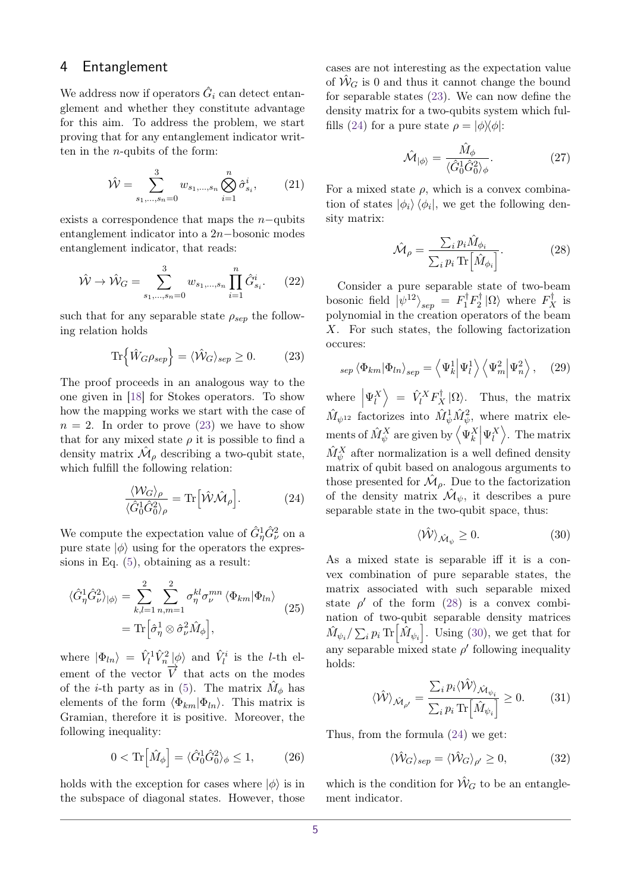## 4 Entanglement

We address now if operators $\hat{G}_i$ can detect entanglement and whether they constitute advantage for this aim. To address the problem, we start proving that for any entanglement indicator written in the $n$-qubits of the form:

$$\hat{\mathcal{W}} = \sum_{s_1,\ldots,s_n=0}^{3} w_{s_1,\ldots,s_n} \bigotimes_{i=1}^{n} \hat{\sigma}^i_{s_i}, \tag{21}$$

exists a correspondence that maps the $n-$qubits entanglement indicator into a $2n-$bosonic modes entanglement indicator, that reads:

$$\hat{\mathcal{W}} \to \hat{\mathcal{W}}_G = \sum_{s_1,\ldots,s_n=0}^{3} w_{s_1,\ldots,s_n} \prod_{i=1}^{n} \hat{G}^i_{s_i}. \tag{22}$$

such that for any separable state $\rho_{sep}$ the following relation holds

$$\mathrm{Tr}\Big\{\hat{W}_G \rho_{sep}\Big\} = \langle \hat{\mathcal{W}}_G \rangle_{sep} \geq 0. \tag{23}$$

The proof proceeds in an analogous way to the one given in [18] for Stokes operators. To show how the mapping works we start with the case of $n = 2$. In order to prove (23) we have to show that for any mixed state $\rho$ it is possible to find a density matrix $\hat{\mathcal{M}}_\rho$ describing a two-qubit state, which fulfill the following relation:

$$\frac{\langle \mathcal{W}_G \rangle_\rho}{\langle \hat{G}^1_0 \hat{G}^2_0 \rangle_\rho} = \mathrm{Tr}\Big[\hat{\mathcal{W}} \hat{\mathcal{M}}_\rho\Big]. \tag{24}$$

We compute the expectation value of $\hat{G}^1_\eta \hat{G}^2_\nu$ on a pure state $|\phi\rangle$ using for the operators the expressions in Eq. (5), obtaining as a result:

$$\begin{aligned}\langle \hat{G}^1_\eta \hat{G}^2_\nu \rangle_{|\phi\rangle} &= \sum_{k,l=1}^{2} \sum_{n,m=1}^{2} \sigma^{kl}_\eta \sigma^{mn}_\nu \langle \Phi_{km} | \Phi_{ln} \rangle \\ &= \mathrm{Tr}\Big[\hat{\sigma}^1_\eta \otimes \hat{\sigma}^2_\nu \hat{M}_\phi\Big],\end{aligned} \tag{25}$$

where $|\Phi_{ln}\rangle = \hat{V}^1_l \hat{V}^2_n |\phi\rangle$ and $\hat{V}^i_l$ is the $l$-th element of the vector $\overrightarrow{V}$ that acts on the modes of the $i$-th party as in (5). The matrix $\hat{M}_\phi$ has elements of the form $\langle \Phi_{km} | \Phi_{ln} \rangle$. This matrix is Gramian, therefore it is positive. Moreover, the following inequality:

$$0 < \mathrm{Tr}\Big[\hat{M}_\phi\Big] = \langle \hat{G}^1_0 \hat{G}^2_0 \rangle_\phi \leq 1, \tag{26}$$

holds with the exception for cases where $|\phi\rangle$ is in the subspace of diagonal states. However, those cases are not interesting as the expectation value of $\hat{\mathcal{W}}_G$ is 0 and thus it cannot change the bound for separable states (23). We can now define the density matrix for a two-qubits system which fulfills (24) for a pure state $\rho = |\phi\rangle\langle\phi|$:

$$\hat{\mathcal{M}}_{|\phi\rangle} = \frac{\hat{M}_\phi}{\langle \hat{G}^1_0 \hat{G}^2_0 \rangle_\phi}. \tag{27}$$

For a mixed state $\rho$, which is a convex combination of states $|\phi_i\rangle \langle \phi_i|$, we get the following density matrix:

$$\hat{\mathcal{M}}_\rho = \frac{\sum_i p_i \hat{M}_{\phi_i}}{\sum_i p_i \,\mathrm{Tr}\Big[\hat{M}_{\phi_i}\Big]}. \tag{28}$$

Consider a pure separable state of two-beam bosonic field $|\psi^{12}\rangle_{sep} = F^\dagger_1 F^\dagger_2 |\Omega\rangle$ where $F^\dagger_X$ is polynomial in the creation operators of the beam $X$. For such states, the following factorization occures:

$${}_{sep}\langle \Phi_{km} | \Phi_{ln} \rangle_{sep} = \Big\langle \Psi^1_k \Big| \Psi^1_l \Big\rangle \Big\langle \Psi^2_m \Big| \Psi^2_n \Big\rangle, \tag{29}$$

where $\Big|\Psi^X_l\Big\rangle = \hat{V}^X_l F^\dagger_X |\Omega\rangle$. Thus, the matrix $\hat{M}_{\psi^{12}}$ factorizes into $\hat{M}^1_\psi \hat{M}^2_\psi$, where matrix elements of $\hat{M}^X_\psi$ are given by $\Big\langle \Psi^X_k \Big| \Psi^X_l \Big\rangle$. The matrix $\hat{M}^X_\psi$ after normalization is a well defined density matrix of qubit based on analogous arguments to those presented for $\hat{\mathcal{M}}_\rho$. Due to the factorization of the density matrix $\hat{\mathcal{M}}_\psi$, it describes a pure separable state in the two-qubit space, thus:

$$\langle \hat{\mathcal{W}} \rangle_{\hat{\mathcal{M}}_\psi} \geq 0. \tag{30}$$

As a mixed state is separable iff it is a convex combination of pure separable states, the matrix associated with such separable mixed state $\rho'$ of the form (28) is a convex combination of two-qubit separable density matrices $\hat{M}_{\psi_i} / \sum_i p_i \,\mathrm{Tr}\Big[\hat{M}_{\psi_i}\Big]$. Using (30), we get that for any separable mixed state $\rho'$ following inequality holds:

$$\langle \hat{\mathcal{W}} \rangle_{\hat{\mathcal{M}}_{\rho'}} = \frac{\sum_i p_i \langle \hat{\mathcal{W}} \rangle_{\hat{\mathcal{M}}_{\psi_i}}}{\sum_i p_i \,\mathrm{Tr}\Big[\hat{M}_{\psi_i}\Big]} \geq 0. \tag{31}$$

Thus, from the formula (24) we get:

$$\langle \hat{\mathcal{W}}_G \rangle_{sep} = \langle \hat{\mathcal{W}}_G \rangle_{\rho'} \geq 0, \tag{32}$$

which is the condition for $\hat{\mathcal{W}}_G$ to be an entanglement indicator.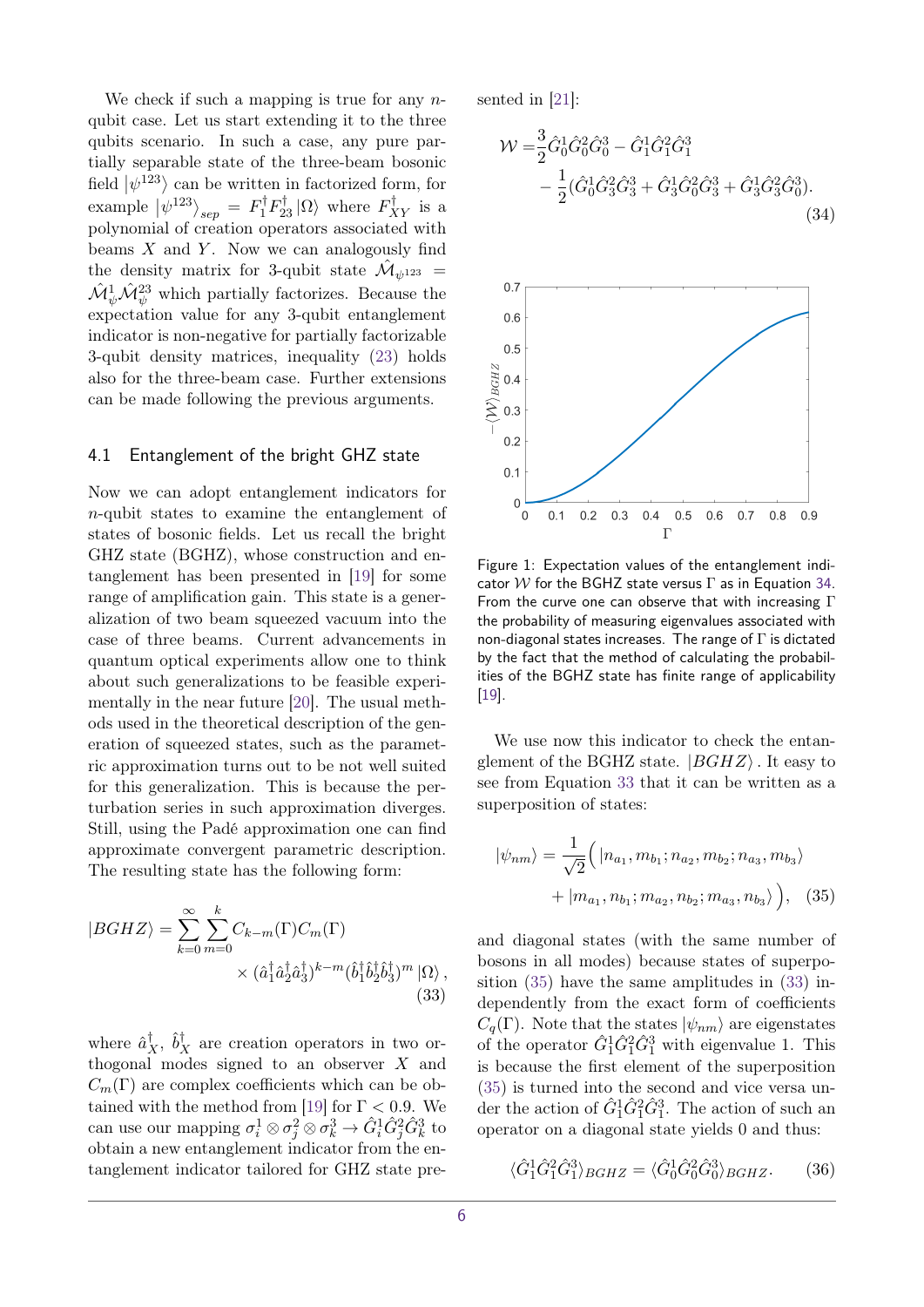We check if such a mapping is true for any $n$-qubit case. Let us start extending it to the three qubits scenario. In such a case, any pure partially separable state of the three-beam bosonic field $|\psi^{123}\rangle$ can be written in factorized form, for example $|\psi^{123}\rangle_{sep} = F_1^\dagger F_{23}^\dagger |\Omega\rangle$ where $F_{XY}^\dagger$ is a polynomial of creation operators associated with beams $X$ and $Y$. Now we can analogously find the density matrix for 3-qubit state $\hat{\mathcal{M}}_{\psi^{123}} = \hat{\mathcal{M}}_\psi^1 \hat{\mathcal{M}}_\psi^{23}$ which partially factorizes. Because the expectation value for any 3-qubit entanglement indicator is non-negative for partially factorizable 3-qubit density matrices, inequality (23) holds also for the three-beam case. Further extensions can be made following the previous arguments.

## 4.1 Entanglement of the bright GHZ state

Now we can adopt entanglement indicators for $n$-qubit states to examine the entanglement of states of bosonic fields. Let us recall the bright GHZ state (BGHZ), whose construction and entanglement has been presented in [19] for some range of amplification gain. This state is a generalization of two beam squeezed vacuum into the case of three beams. Current advancements in quantum optical experiments allow one to think about such generalizations to be feasible experimentally in the near future [20]. The usual methods used in the theoretical description of the generation of squeezed states, such as the parametric approximation turns out to be not well suited for this generalization. This is because the perturbation series in such approximation diverges. Still, using the Padé approximation one can find approximate convergent parametric description. The resulting state has the following form:

$$|BGHZ\rangle = \sum_{k=0}^{\infty} \sum_{m=0}^{k} C_{k-m}(\Gamma) C_m(\Gamma) \times (\hat{a}_1^\dagger \hat{a}_2^\dagger \hat{a}_3^\dagger)^{k-m} (\hat{b}_1^\dagger \hat{b}_2^\dagger \hat{b}_3^\dagger)^m |\Omega\rangle, \tag{33}$$

where $\hat{a}_X^\dagger$, $\hat{b}_X^\dagger$ are creation operators in two orthogonal modes signed to an observer $X$ and $C_m(\Gamma)$ are complex coefficients which can be obtained with the method from [19] for $\Gamma < 0.9$. We can use our mapping $\sigma_i^1 \otimes \sigma_j^2 \otimes \sigma_k^3 \rightarrow \hat{G}_i^1 \hat{G}_j^2 \hat{G}_k^3$ to obtain a new entanglement indicator from the entanglement indicator tailored for GHZ state presented in [21]:

$$\mathcal{W} = \frac{3}{2} \hat{G}_0^1 \hat{G}_0^2 \hat{G}_0^3 - \hat{G}_1^1 \hat{G}_1^2 \hat{G}_1^3 - \frac{1}{2} (\hat{G}_0^1 \hat{G}_3^2 \hat{G}_3^3 + \hat{G}_3^1 \hat{G}_0^2 \hat{G}_3^3 + \hat{G}_3^1 \hat{G}_3^2 \hat{G}_0^3). \tag{34}$$

Figure 1: Expectation values of the entanglement indicator $\mathcal{W}$ for the BGHZ state versus $\Gamma$ as in Equation 34. From the curve one can observe that with increasing $\Gamma$ the probability of measuring eigenvalues associated with non-diagonal states increases. The range of $\Gamma$ is dictated by the fact that the method of calculating the probabilities of the BGHZ state has finite range of applicability [19].

We use now this indicator to check the entanglement of the BGHZ state. $|BGHZ\rangle$. It easy to see from Equation 33 that it can be written as a superposition of states:

$$|\psi_{nm}\rangle = \frac{1}{\sqrt{2}} \Big( |n_{a_1}, m_{b_1}; n_{a_2}, m_{b_2}; n_{a_3}, m_{b_3}\rangle + |m_{a_1}, n_{b_1}; m_{a_2}, n_{b_2}; m_{a_3}, n_{b_3}\rangle \Big), \tag{35}$$

and diagonal states (with the same number of bosons in all modes) because states of superposition (35) have the same amplitudes in (33) independently from the exact form of coefficients $C_q(\Gamma)$. Note that the states $|\psi_{nm}\rangle$ are eigenstates of the operator $\hat{G}_1^1 \hat{G}_1^2 \hat{G}_1^3$ with eigenvalue 1. This is because the first element of the superposition (35) is turned into the second and vice versa under the action of $\hat{G}_1^1 \hat{G}_1^2 \hat{G}_1^3$. The action of such an operator on a diagonal state yields 0 and thus:

$$\langle \hat{G}_1^1 \hat{G}_1^2 \hat{G}_1^3 \rangle_{BGHZ} = \langle \hat{G}_0^1 \hat{G}_0^2 \hat{G}_0^3 \rangle_{BGHZ}. \tag{36}$$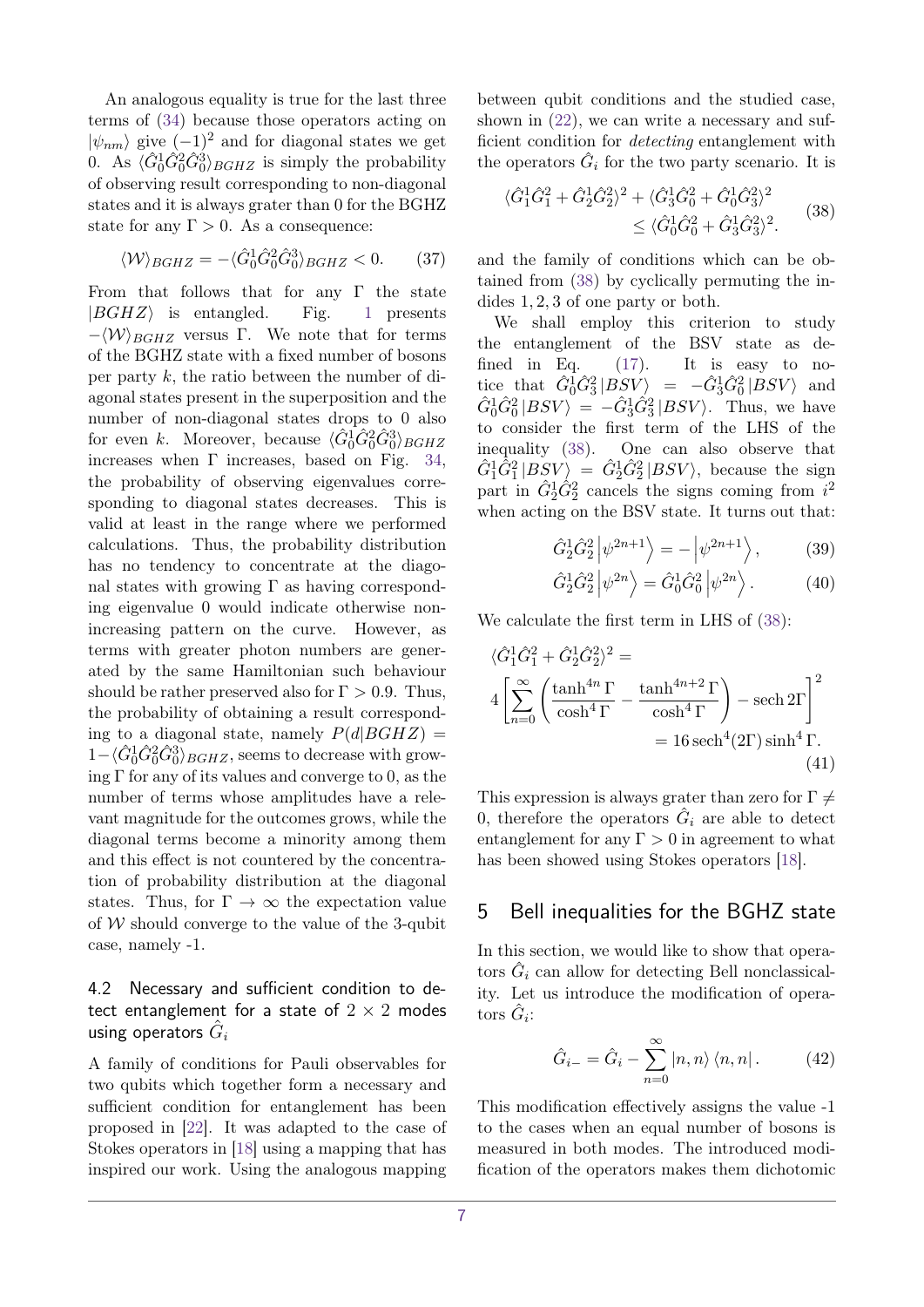An analogous equality is true for the last three terms of (34) because those operators acting on $|\psi_{nm}\rangle$ give $(-1)^2$ and for diagonal states we get 0. As $\langle \hat{G}_0^1\hat{G}_0^2\hat{G}_0^3\rangle_{BGHZ}$ is simply the probability of observing result corresponding to non-diagonal states and it is always grater than 0 for the BGHZ state for any $\Gamma > 0$. As a consequence:

$$\langle \mathcal{W}\rangle_{BGHZ} = -\langle \hat{G}_0^1\hat{G}_0^2\hat{G}_0^3\rangle_{BGHZ} < 0. \tag{37}$$

From that follows that for any $\Gamma$ the state $|BGHZ\rangle$ is entangled. Fig. 1 presents $-\langle \mathcal{W}\rangle_{BGHZ}$ versus $\Gamma$. We note that for terms of the BGHZ state with a fixed number of bosons per party $k$, the ratio between the number of diagonal states present in the superposition and the number of non-diagonal states drops to 0 also for even $k$. Moreover, because $\langle \hat{G}_0^1\hat{G}_0^2\hat{G}_0^3\rangle_{BGHZ}$ increases when $\Gamma$ increases, based on Fig. 34, the probability of observing eigenvalues corresponding to diagonal states decreases. This is valid at least in the range where we performed calculations. Thus, the probability distribution has no tendency to concentrate at the diagonal states with growing $\Gamma$ as having corresponding eigenvalue 0 would indicate otherwise non-increasing pattern on the curve. However, as terms with greater photon numbers are generated by the same Hamiltonian such behaviour should be rather preserved also for $\Gamma > 0.9$. Thus, the probability of obtaining a result corresponding to a diagonal state, namely $P(d|BGHZ) = 1-\langle \hat{G}_0^1\hat{G}_0^2\hat{G}_0^3\rangle_{BGHZ}$, seems to decrease with growing $\Gamma$ for any of its values and converge to 0, as the number of terms whose amplitudes have a relevant magnitude for the outcomes grows, while the diagonal terms become a minority among them and this effect is not countered by the concentration of probability distribution at the diagonal states. Thus, for $\Gamma \to \infty$ the expectation value of $\mathcal{W}$ should converge to the value of the 3-qubit case, namely -1.

### 4.2 Necessary and sufficient condition to detect entanglement for a state of $2 \times 2$ modes using operators $\hat{G}_i$

A family of conditions for Pauli observables for two qubits which together form a necessary and sufficient condition for entanglement has been proposed in [22]. It was adapted to the case of Stokes operators in [18] using a mapping that has inspired our work. Using the analogous mapping between qubit conditions and the studied case, shown in (22), we can write a necessary and sufficient condition for *detecting* entanglement with the operators $\hat{G}_i$ for the two party scenario. It is

$$\begin{aligned}\langle \hat{G}_1^1\hat{G}_1^2 + \hat{G}_2^1\hat{G}_2^2\rangle^2 + \langle \hat{G}_3^1\hat{G}_0^2 + \hat{G}_0^1\hat{G}_3^2\rangle^2 \\ \leq \langle \hat{G}_0^1\hat{G}_0^2 + \hat{G}_3^1\hat{G}_3^2\rangle^2.\end{aligned} \tag{38}$$

and the family of conditions which can be obtained from (38) by cyclically permuting the indides 1, 2, 3 of one party or both.

We shall employ this criterion to study the entanglement of the BSV state as defined in Eq. (17). It is easy to notice that $\hat{G}_0^1\hat{G}_3^2|BSV\rangle = -\hat{G}_3^1\hat{G}_0^2|BSV\rangle$ and $\hat{G}_0^1\hat{G}_0^2|BSV\rangle = -\hat{G}_3^1\hat{G}_3^2|BSV\rangle$. Thus, we have to consider the first term of the LHS of the inequality (38). One can also observe that $\hat{G}_1^1\hat{G}_1^2|BSV\rangle = \hat{G}_2^1\hat{G}_2^2|BSV\rangle$, because the sign part in $\hat{G}_2^1\hat{G}_2^2$ cancels the signs coming from $i^2$ when acting on the BSV state. It turns out that:

$$\hat{G}_2^1\hat{G}_2^2\left|\psi^{2n+1}\right\rangle = -\left|\psi^{2n+1}\right\rangle, \tag{39}$$

$$\hat{G}_2^1\hat{G}_2^2\left|\psi^{2n}\right\rangle = \hat{G}_0^1\hat{G}_0^2\left|\psi^{2n}\right\rangle. \tag{40}$$

We calculate the first term in LHS of (38):

$$\begin{aligned}&\langle \hat{G}_1^1\hat{G}_1^2 + \hat{G}_2^1\hat{G}_2^2\rangle^2 = \\ &4\left[\sum_{n=0}^{\infty}\left(\frac{\tanh^{4n}\Gamma}{\cosh^4\Gamma} - \frac{\tanh^{4n+2}\Gamma}{\cosh^4\Gamma}\right) - \operatorname{sech}2\Gamma\right]^2 \\ &\qquad = 16\operatorname{sech}^4(2\Gamma)\sinh^4\Gamma.\end{aligned} \tag{41}$$

This expression is always grater than zero for $\Gamma \neq 0$, therefore the operators $\hat{G}_i$ are able to detect entanglement for any $\Gamma > 0$ in agreement to what has been showed using Stokes operators [18].

## 5 Bell inequalities for the BGHZ state

In this section, we would like to show that operators $\hat{G}_i$ can allow for detecting Bell nonclassicality. Let us introduce the modification of operators $\hat{G}_i$:

$$\hat{G}_{i-} = \hat{G}_i - \sum_{n=0}^{\infty}|n,n\rangle\langle n,n|. \tag{42}$$

This modification effectively assigns the value -1 to the cases when an equal number of bosons is measured in both modes. The introduced modification of the operators makes them dichotomic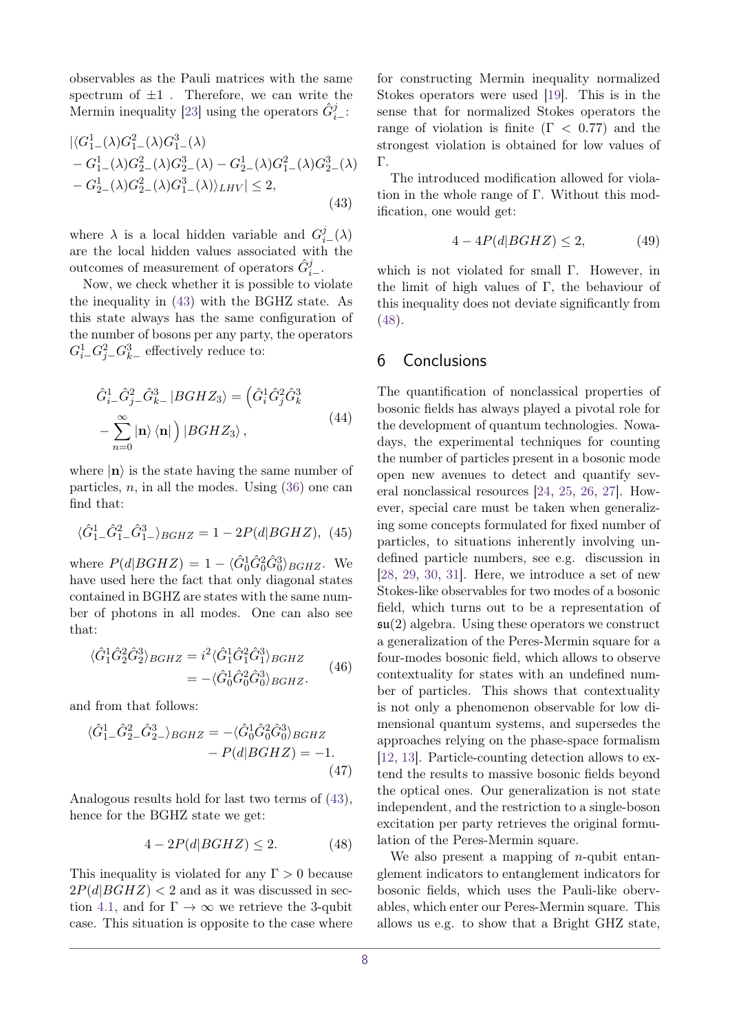observables as the Pauli matrices with the same spectrum of $\pm 1$ . Therefore, we can write the Mermin inequality [23] using the operators $\hat{G}^j_{i-}$:

$$
\begin{aligned}
&|\langle G^1_{1-}(\lambda)G^2_{1-}(\lambda)G^3_{1-}(\lambda) \\
&- G^1_{1-}(\lambda)G^2_{2-}(\lambda)G^3_{2-}(\lambda) - G^1_{2-}(\lambda)G^2_{1-}(\lambda)G^3_{2-}(\lambda) \\
&- G^1_{2-}(\lambda)G^2_{2-}(\lambda)G^3_{1-}(\lambda)\rangle_{LHV}| \leq 2,
\end{aligned}
\tag{43}
$$

where $\lambda$ is a local hidden variable and $G^j_{i-}(\lambda)$ are the local hidden values associated with the outcomes of measurement of operators $\hat{G}^j_{i-}$.

Now, we check whether it is possible to violate the inequality in (43) with the BGHZ state. As this state always has the same configuration of the number of bosons per any party, the operators $G^1_{i-}G^2_{j-}G^3_{k-}$ effectively reduce to:

$$
\begin{aligned}
\hat{G}^1_{i-}\hat{G}^2_{j-}\hat{G}^3_{k-}\,|BGHZ_3\rangle &= \Big(\hat{G}^1_i\hat{G}^2_j\hat{G}^3_k \\
&- \sum_{n=0}^{\infty} |\mathbf{n}\rangle\langle\mathbf{n}|\Big)\,|BGHZ_3\rangle,
\end{aligned}
\tag{44}
$$

where $|\mathbf{n}\rangle$ is the state having the same number of particles, $n$, in all the modes. Using (36) one can find that:

$$
\langle \hat{G}^1_{1-}\hat{G}^2_{1-}\hat{G}^3_{1-}\rangle_{BGHZ} = 1 - 2P(d|BGHZ), \tag{45}
$$

where $P(d|BGHZ) = 1 - \langle \hat{G}^1_0\hat{G}^2_0\hat{G}^3_0\rangle_{BGHZ}$. We have used here the fact that only diagonal states contained in BGHZ are states with the same number of photons in all modes. One can also see that:

$$
\begin{aligned}
\langle \hat{G}^1_1\hat{G}^2_2\hat{G}^3_2\rangle_{BGHZ} &= i^2\langle \hat{G}^1_1\hat{G}^2_1\hat{G}^3_1\rangle_{BGHZ} \\
&= -\langle \hat{G}^1_0\hat{G}^2_0\hat{G}^3_0\rangle_{BGHZ}.
\end{aligned}
\tag{46}
$$

and from that follows:

$$
\begin{aligned}
\langle \hat{G}^1_{1-}\hat{G}^2_{2-}\hat{G}^3_{2-}\rangle_{BGHZ} &= -\langle \hat{G}^1_0\hat{G}^2_0\hat{G}^3_0\rangle_{BGHZ} \\
&- P(d|BGHZ) = -1.
\end{aligned}
\tag{47}
$$

Analogous results hold for last two terms of (43), hence for the BGHZ state we get:

$$
4 - 2P(d|BGHZ) \leq 2. \tag{48}
$$

This inequality is violated for any $\Gamma > 0$ because $2P(d|BGHZ) < 2$ and as it was discussed in section 4.1, and for $\Gamma \to \infty$ we retrieve the 3-qubit case. This situation is opposite to the case where for constructing Mermin inequality normalized Stokes operators were used [19]. This is in the sense that for normalized Stokes operators the range of violation is finite ($\Gamma < 0.77$) and the strongest violation is obtained for low values of $\Gamma$.

The introduced modification allowed for violation in the whole range of $\Gamma$. Without this modification, one would get:

$$
4 - 4P(d|BGHZ) \leq 2, \tag{49}
$$

which is not violated for small $\Gamma$. However, in the limit of high values of $\Gamma$, the behaviour of this inequality does not deviate significantly from (48).

## 6 Conclusions

The quantification of nonclassical properties of bosonic fields has always played a pivotal role for the development of quantum technologies. Nowadays, the experimental techniques for counting the number of particles present in a bosonic mode open new avenues to detect and quantify several nonclassical resources [24, 25, 26, 27]. However, special care must be taken when generalizing some concepts formulated for fixed number of particles, to situations inherently involving undefined particle numbers, see e.g. discussion in [28, 29, 30, 31]. Here, we introduce a set of new Stokes-like observables for two modes of a bosonic field, which turns out to be a representation of $\mathfrak{su}(2)$ algebra. Using these operators we construct a generalization of the Peres-Mermin square for a four-modes bosonic field, which allows to observe contextuality for states with an undefined number of particles. This shows that contextuality is not only a phenomenon observable for low dimensional quantum systems, and supersedes the approaches relying on the phase-space formalism [12, 13]. Particle-counting detection allows to extend the results to massive bosonic fields beyond the optical ones. Our generalization is not state independent, and the restriction to a single-boson excitation per party retrieves the original formulation of the Peres-Mermin square.

We also present a mapping of $n$-qubit entanglement indicators to entanglement indicators for bosonic fields, which uses the Pauli-like obervables, which enter our Peres-Mermin square. This allows us e.g. to show that a Bright GHZ state,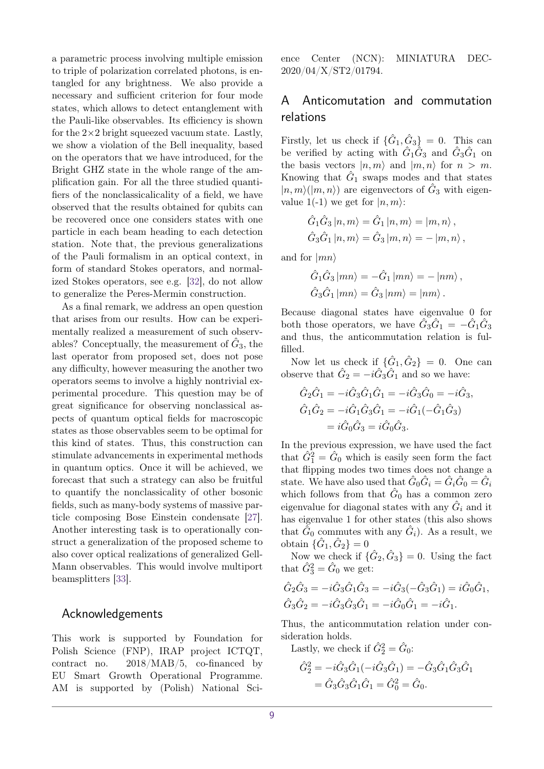a parametric process involving multiple emission to triple of polarization correlated photons, is entangled for any brightness. We also provide a necessary and sufficient criterion for four mode states, which allows to detect entanglement with the Pauli-like observables. Its efficiency is shown for the $2\times2$ bright squeezed vacuum state. Lastly, we show a violation of the Bell inequality, based on the operators that we have introduced, for the Bright GHZ state in the whole range of the amplification gain. For all the three studied quantifiers of the nonclassicalicality of a field, we have observed that the results obtained for qubits can be recovered once one considers states with one particle in each beam heading to each detection station. Note that, the previous generalizations of the Pauli formalism in an optical context, in form of standard Stokes operators, and normalized Stokes operators, see e.g. [32], do not allow to generalize the Peres-Mermin construction.

As a final remark, we address an open question that arises from our results. How can be experimentally realized a measurement of such observables? Conceptually, the measurement of $\hat{G}_3$, the last operator from proposed set, does not pose any difficulty, however measuring the another two operators seems to involve a highly nontrivial experimental procedure. This question may be of great significance for observing nonclassical aspects of quantum optical fields for macroscopic states as those observables seem to be optimal for this kind of states. Thus, this construction can stimulate advancements in experimental methods in quantum optics. Once it will be achieved, we forecast that such a strategy can also be fruitful to quantify the nonclassicality of other bosonic fields, such as many-body systems of massive particle composing Bose Einstein condensate [27]. Another interesting task is to operationally construct a generalization of the proposed scheme to also cover optical realizations of generalized Gell-Mann observables. This would involve multiport beamsplitters [33].

## Acknowledgements

This work is supported by Foundation for Polish Science (FNP), IRAP project ICTQT, contract no. 2018/MAB/5, co-financed by EU Smart Growth Operational Programme. AM is supported by (Polish) National Science Center (NCN): MINIATURA DEC-2020/04/X/ST2/01794.

## A Anticomutation and commutation relations

Firstly, let us check if $\{\hat{G}_1, \hat{G}_3\} = 0$. This can be verified by acting with $\hat{G}_1\hat{G}_3$ and $\hat{G}_3\hat{G}_1$ on the basis vectors $|n,m\rangle$ and $|m,n\rangle$ for $n > m$. Knowing that $\hat{G}_1$ swaps modes and that states $|n,m\rangle(|m,n\rangle)$ are eigenvectors of $\hat{G}_3$ with eigenvalue 1(-1) we get for $|n,m\rangle$:

$$\hat{G}_1\hat{G}_3 |n,m\rangle = \hat{G}_1 |n,m\rangle = |m,n\rangle,$$
$$\hat{G}_3\hat{G}_1 |n,m\rangle = \hat{G}_3 |m,n\rangle = -|m,n\rangle,$$

and for $|mn\rangle$

$$\hat{G}_1\hat{G}_3 |mn\rangle = -\hat{G}_1 |mn\rangle = -|nm\rangle,$$
$$\hat{G}_3\hat{G}_1 |mn\rangle = \hat{G}_3 |nm\rangle = |nm\rangle.$$

Because diagonal states have eigenvalue 0 for both those operators, we have $\hat{G}_3\hat{G}_1 = -\hat{G}_1\hat{G}_3$ and thus, the anticommutation relation is fulfilled.

Now let us check if $\{\hat{G}_1, \hat{G}_2\} = 0$. One can observe that $\hat{G}_2 = -i\hat{G}_3\hat{G}_1$ and so we have:

$$\begin{aligned}
\hat{G}_2\hat{G}_1 &= -i\hat{G}_3\hat{G}_1\hat{G}_1 = -i\hat{G}_3\hat{G}_0 = -i\hat{G}_3, \\
\hat{G}_1\hat{G}_2 &= -i\hat{G}_1\hat{G}_3\hat{G}_1 = -i\hat{G}_1(-\hat{G}_1\hat{G}_3) \\
&= i\hat{G}_0\hat{G}_3 = i\hat{G}_0\hat{G}_3.
\end{aligned}$$

In the previous expression, we have used the fact that $\hat{G}_1^2 = \hat{G}_0$ which is easily seen form the fact that flipping modes two times does not change a state. We have also used that $\hat{G}_0\hat{G}_i = \hat{G}_i\hat{G}_0 = \hat{G}_i$ which follows from that $\hat{G}_0$ has a common zero eigenvalue for diagonal states with any $\hat{G}_i$ and it has eigenvalue 1 for other states (this also shows that $\hat{G}_0$ commutes with any $\hat{G}_i$). As a result, we obtain $\{\hat{G}_1, \hat{G}_2\} = 0$

Now we check if $\{\hat{G}_2, \hat{G}_3\} = 0$. Using the fact that $\hat{G}_3^2 = \hat{G}_0$ we get:

$$\hat{G}_2\hat{G}_3 = -i\hat{G}_3\hat{G}_1\hat{G}_3 = -i\hat{G}_3(-\hat{G}_3\hat{G}_1) = i\hat{G}_0\hat{G}_1,$$
$$\hat{G}_3\hat{G}_2 = -i\hat{G}_3\hat{G}_3\hat{G}_1 = -i\hat{G}_0\hat{G}_1 = -i\hat{G}_1.$$

Thus, the anticommutation relation under consideration holds.

Lastly, we check if $\hat{G}_2^2 = \hat{G}_0$:

$$\begin{aligned}
\hat{G}_2^2 &= -i\hat{G}_3\hat{G}_1(-i\hat{G}_3\hat{G}_1) = -\hat{G}_3\hat{G}_1\hat{G}_3\hat{G}_1 \\
&= \hat{G}_3\hat{G}_3\hat{G}_1\hat{G}_1 = \hat{G}_0^2 = \hat{G}_0.
\end{aligned}$$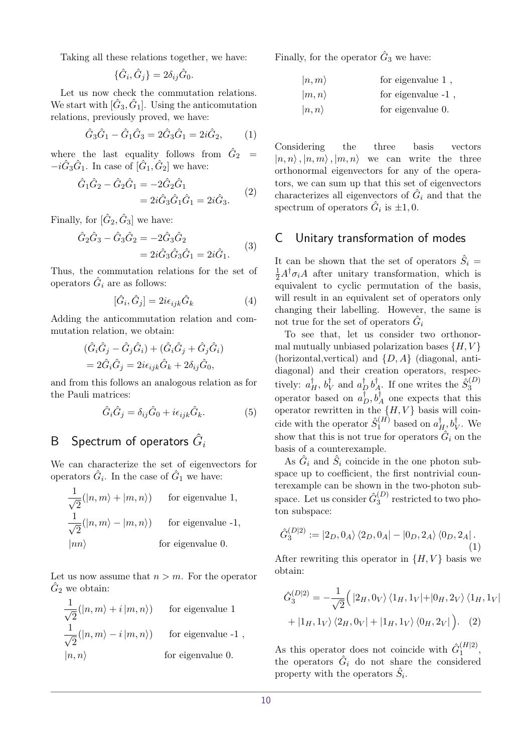Taking all these relations together, we have:

$$\{\hat{G}_i, \hat{G}_j\} = 2\delta_{ij}\hat{G}_0.$$

Let us now check the commutation relations. We start with $[\hat{G}_3, \hat{G}_1]$. Using the anticomutation relations, previously proved, we have:

$$\hat{G}_3\hat{G}_1 - \hat{G}_1\hat{G}_3 = 2\hat{G}_3\hat{G}_1 = 2i\hat{G}_2, \tag{1}$$

where the last equality follows from $\hat{G}_2 = -i\hat{G}_3\hat{G}_1$. In case of $[\hat{G}_1, \hat{G}_2]$ we have:

$$\begin{aligned}\hat{G}_1\hat{G}_2 - \hat{G}_2\hat{G}_1 &= -2\hat{G}_2\hat{G}_1 \\ &= 2i\hat{G}_3\hat{G}_1\hat{G}_1 = 2i\hat{G}_3.\end{aligned} \tag{2}$$

Finally, for $[\hat{G}_2, \hat{G}_3]$ we have:

$$\begin{aligned}\hat{G}_2\hat{G}_3 - \hat{G}_3\hat{G}_2 &= -2\hat{G}_3\hat{G}_2 \\ &= 2i\hat{G}_3\hat{G}_3\hat{G}_1 = 2i\hat{G}_1.\end{aligned} \tag{3}$$

Thus, the commutation relations for the set of operators $\hat{G}_i$ are as follows:

$$[\hat{G}_i, \hat{G}_j] = 2i\epsilon_{ijk}\hat{G}_k \tag{4}$$

Adding the anticommutation relation and commutation relation, we obtain:

$$\begin{aligned}&(\hat{G}_i\hat{G}_j - \hat{G}_j\hat{G}_i) + (\hat{G}_i\hat{G}_j + \hat{G}_j\hat{G}_i) \\ &= 2\hat{G}_i\hat{G}_j = 2i\epsilon_{ijk}\hat{G}_k + 2\delta_{ij}\hat{G}_0,\end{aligned}$$

and from this follows an analogous relation as for the Pauli matrices:

$$\hat{G}_i\hat{G}_j = \delta_{ij}\hat{G}_0 + i\epsilon_{ijk}\hat{G}_k. \tag{5}$$

## B Spectrum of operators $\hat{G}_i$

We can characterize the set of eigenvectors for operators $\hat{G}_i$. In the case of $\hat{G}_1$ we have:

$\frac{1}{\sqrt{2}}(|n,m\rangle + |m,n\rangle)$ for eigenvalue 1,

$\frac{1}{\sqrt{2}}(|n,m\rangle - |m,n\rangle)$ for eigenvalue -1,

$|nn\rangle$ for eigenvalue 0.

Let us now assume that $n > m$. For the operator $\hat{G}_2$ we obtain:

$\frac{1}{\sqrt{2}}(|n,m\rangle + i\,|m,n\rangle)$ for eigenvalue 1

$\frac{1}{\sqrt{2}}(|n,m\rangle - i\,|m,n\rangle)$ for eigenvalue -1 ,

$|n,n\rangle$ for eigenvalue 0.

Finally, for the operator $\hat{G}_3$ we have:

$|n,m\rangle$ for eigenvalue 1 ,

$|m,n\rangle$ for eigenvalue -1 ,

$|n,n\rangle$ for eigenvalue 0.

Considering the three basis vectors $|n,n\rangle, |n,m\rangle, |m,n\rangle$ we can write the three orthonormal eigenvectors for any of the operators, we can sum up that this set of eigenvectors characterizes all eigenvectors of $\hat{G}_i$ and that the spectrum of operators $\hat{G}_i$ is $\pm 1, 0$.

## C Unitary transformation of modes

It can be shown that the set of operators $\hat{S}_i = \frac{1}{2}A^\dagger\sigma_i A$ after unitary transformation, which is equivalent to cyclic permutation of the basis, will result in an equivalent set of operators only changing their labelling. However, the same is not true for the set of operators $\hat{G}_i$

To see that, let us consider two orthonormal mutually unbiased polarization bases $\{H, V\}$ (horizontal,vertical) and $\{D, A\}$ (diagonal, antidiagonal) and their creation operators, respectively: $a_H^\dagger$, $b_V^\dagger$ and $a_D^\dagger\, b_A^\dagger$. If one writes the $\hat{S}_3^{(D)}$ operator based on $a_D^\dagger, b_A^\dagger$ one expects that this operator rewritten in the $\{H, V\}$ basis will coincide with the operator $\hat{S}_1^{(H)}$ based on $a_H^\dagger, b_V^\dagger$. We show that this is not true for operators $\hat{G}_i$ on the basis of a counterexample.

As $\hat{G}_i$ and $\hat{S}_i$ coincide in the one photon subspace up to coefficient, the first nontrivial counterexample can be shown in the two-photon subspace. Let us consider $\hat{G}_3^{(D)}$ restricted to two photon subspace:

$$\hat{G}_3^{(D|2)} := |2_D, 0_A\rangle\langle 2_D, 0_A| - |0_D, 2_A\rangle\langle 0_D, 2_A|. \tag{1}$$

After rewriting this operator in $\{H, V\}$ basis we obtain:

$$\begin{aligned}\hat{G}_3^{(D|2)} = -\frac{1}{\sqrt{2}}\Big(&|2_H, 0_V\rangle\langle 1_H, 1_V| + |0_H, 2_V\rangle\langle 1_H, 1_V| \\ &+ |1_H, 1_V\rangle\langle 2_H, 0_V| + |1_H, 1_V\rangle\langle 0_H, 2_V|\Big).\end{aligned} \tag{2}$$

As this operator does not coincide with $\hat{G}_1^{(H|2)}$, the operators $\hat{G}_i$ do not share the considered property with the operators $\hat{S}_i$.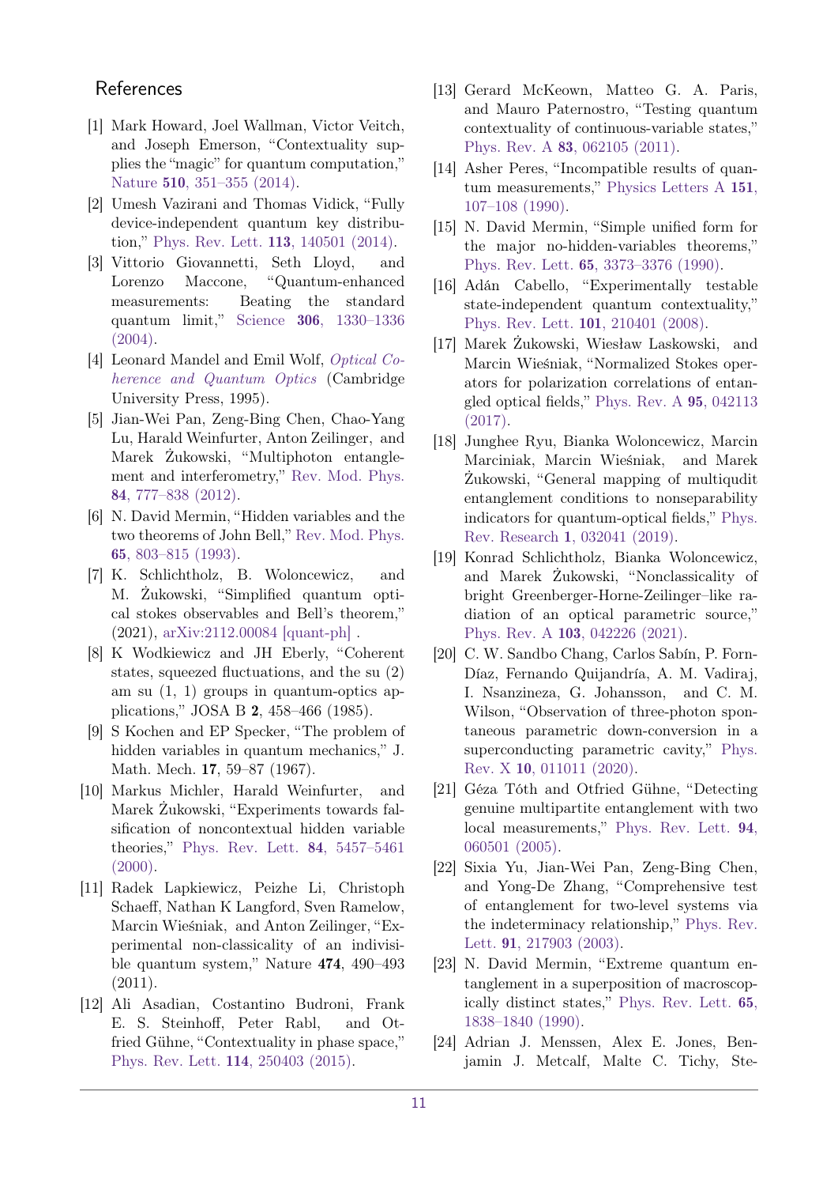## References

[1] Mark Howard, Joel Wallman, Victor Veitch, and Joseph Emerson, "Contextuality supplies the "magic" for quantum computation," Nature **510**, 351–355 (2014).

[2] Umesh Vazirani and Thomas Vidick, "Fully device-independent quantum key distribution," Phys. Rev. Lett. **113**, 140501 (2014).

[3] Vittorio Giovannetti, Seth Lloyd, and Lorenzo Maccone, "Quantum-enhanced measurements: Beating the standard quantum limit," Science **306**, 1330–1336 (2004).

[4] Leonard Mandel and Emil Wolf, *Optical Coherence and Quantum Optics* (Cambridge University Press, 1995).

[5] Jian-Wei Pan, Zeng-Bing Chen, Chao-Yang Lu, Harald Weinfurter, Anton Zeilinger, and Marek Żukowski, "Multiphoton entanglement and interferometry," Rev. Mod. Phys. **84**, 777–838 (2012).

[6] N. David Mermin, "Hidden variables and the two theorems of John Bell," Rev. Mod. Phys. **65**, 803–815 (1993).

[7] K. Schlichtholz, B. Woloncewicz, and M. Żukowski, "Simplified quantum optical stokes observables and Bell's theorem," (2021), arXiv:2112.00084 [quant-ph] .

[8] K Wodkiewicz and JH Eberly, "Coherent states, squeezed fluctuations, and the su (2) am su (1, 1) groups in quantum-optics applications," JOSA B **2**, 458–466 (1985).

[9] S Kochen and EP Specker, "The problem of hidden variables in quantum mechanics," J. Math. Mech. **17**, 59–87 (1967).

[10] Markus Michler, Harald Weinfurter, and Marek Żukowski, "Experiments towards falsification of noncontextual hidden variable theories," Phys. Rev. Lett. **84**, 5457–5461 (2000).

[11] Radek Lapkiewicz, Peizhe Li, Christoph Schaeff, Nathan K Langford, Sven Ramelow, Marcin Wieśniak, and Anton Zeilinger, "Experimental non-classicality of an indivisible quantum system," Nature **474**, 490–493 (2011).

[12] Ali Asadian, Costantino Budroni, Frank E. S. Steinhoff, Peter Rabl, and Otfried Gühne, "Contextuality in phase space," Phys. Rev. Lett. **114**, 250403 (2015).

[13] Gerard McKeown, Matteo G. A. Paris, and Mauro Paternostro, "Testing quantum contextuality of continuous-variable states," Phys. Rev. A **83**, 062105 (2011).

[14] Asher Peres, "Incompatible results of quantum measurements," Physics Letters A **151**, 107–108 (1990).

[15] N. David Mermin, "Simple unified form for the major no-hidden-variables theorems," Phys. Rev. Lett. **65**, 3373–3376 (1990).

[16] Adán Cabello, "Experimentally testable state-independent quantum contextuality," Phys. Rev. Lett. **101**, 210401 (2008).

[17] Marek Żukowski, Wiesław Laskowski, and Marcin Wieśniak, "Normalized Stokes operators for polarization correlations of entangled optical fields," Phys. Rev. A **95**, 042113 (2017).

[18] Junghee Ryu, Bianka Woloncewicz, Marcin Marciniak, Marcin Wieśniak, and Marek Żukowski, "General mapping of multiqudit entanglement conditions to nonseparability indicators for quantum-optical fields," Phys. Rev. Research **1**, 032041 (2019).

[19] Konrad Schlichtholz, Bianka Woloncewicz, and Marek Żukowski, "Nonclassicality of bright Greenberger-Horne-Zeilinger–like radiation of an optical parametric source," Phys. Rev. A **103**, 042226 (2021).

[20] C. W. Sandbo Chang, Carlos Sabín, P. Forn-Díaz, Fernando Quijandría, A. M. Vadiraj, I. Nsanzineza, G. Johansson, and C. M. Wilson, "Observation of three-photon spontaneous parametric down-conversion in a superconducting parametric cavity," Phys. Rev. X **10**, 011011 (2020).

[21] Géza Tóth and Otfried Gühne, "Detecting genuine multipartite entanglement with two local measurements," Phys. Rev. Lett. **94**, 060501 (2005).

[22] Sixia Yu, Jian-Wei Pan, Zeng-Bing Chen, and Yong-De Zhang, "Comprehensive test of entanglement for two-level systems via the indeterminacy relationship," Phys. Rev. Lett. **91**, 217903 (2003).

[23] N. David Mermin, "Extreme quantum entanglement in a superposition of macroscopically distinct states," Phys. Rev. Lett. **65**, 1838–1840 (1990).

[24] Adrian J. Menssen, Alex E. Jones, Benjamin J. Metcalf, Malte C. Tichy, Ste-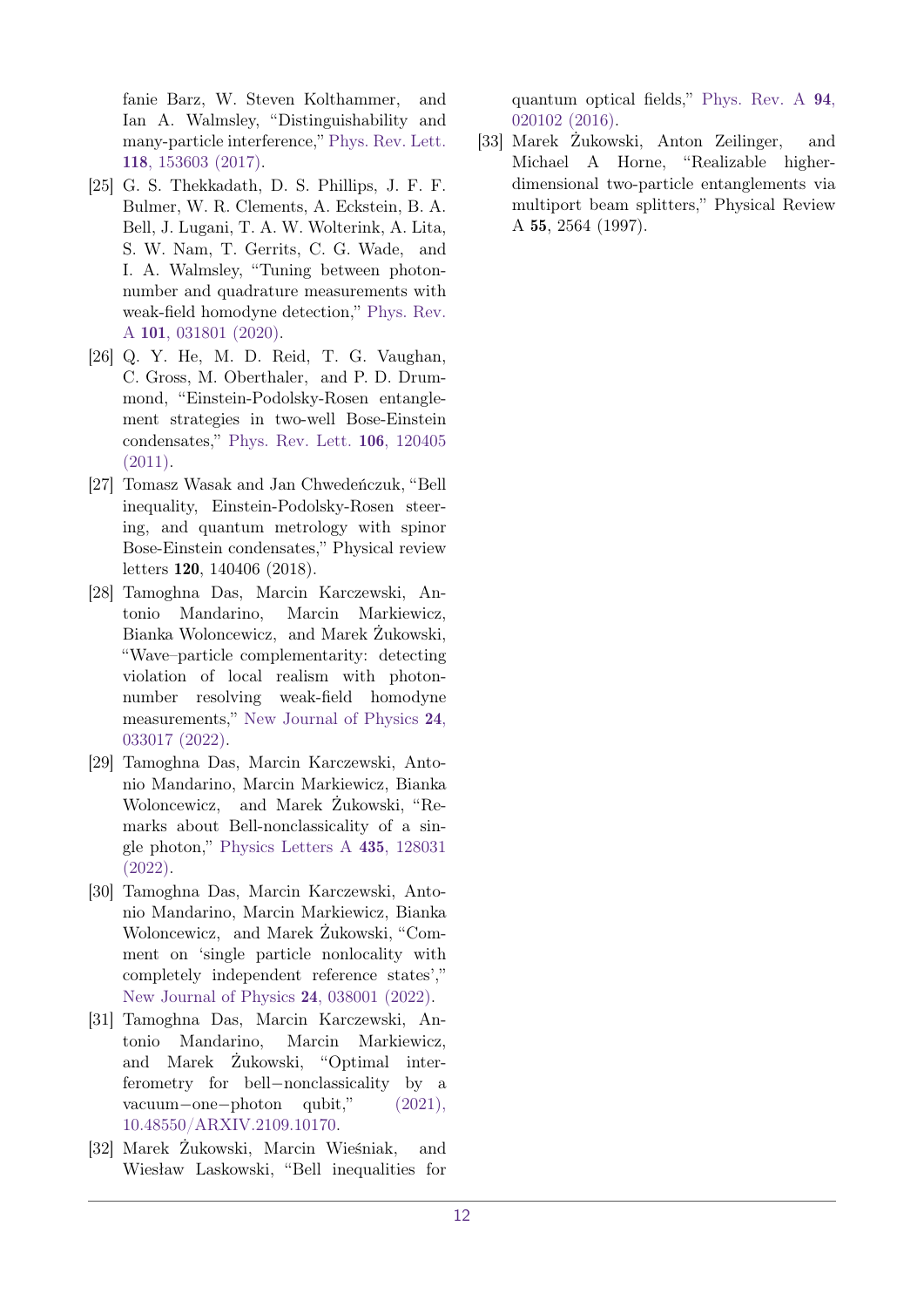fanie Barz, W. Steven Kolthammer, and Ian A. Walmsley, "Distinguishability and many-particle interference," Phys. Rev. Lett. **118**, 153603 (2017).

[25] G. S. Thekkadath, D. S. Phillips, J. F. F. Bulmer, W. R. Clements, A. Eckstein, B. A. Bell, J. Lugani, T. A. W. Wolterink, A. Lita, S. W. Nam, T. Gerrits, C. G. Wade, and I. A. Walmsley, "Tuning between photon-number and quadrature measurements with weak-field homodyne detection," Phys. Rev. A **101**, 031801 (2020).

[26] Q. Y. He, M. D. Reid, T. G. Vaughan, C. Gross, M. Oberthaler, and P. D. Drummond, "Einstein-Podolsky-Rosen entanglement strategies in two-well Bose-Einstein condensates," Phys. Rev. Lett. **106**, 120405 (2011).

[27] Tomasz Wasak and Jan Chwedeńczuk, "Bell inequality, Einstein-Podolsky-Rosen steering, and quantum metrology with spinor Bose-Einstein condensates," Physical review letters **120**, 140406 (2018).

[28] Tamoghna Das, Marcin Karczewski, Antonio Mandarino, Marcin Markiewicz, Bianka Woloncewicz, and Marek Żukowski, "Wave–particle complementarity: detecting violation of local realism with photon-number resolving weak-field homodyne measurements," New Journal of Physics **24**, 033017 (2022).

[29] Tamoghna Das, Marcin Karczewski, Antonio Mandarino, Marcin Markiewicz, Bianka Woloncewicz, and Marek Żukowski, "Remarks about Bell-nonclassicality of a single photon," Physics Letters A **435**, 128031 (2022).

[30] Tamoghna Das, Marcin Karczewski, Antonio Mandarino, Marcin Markiewicz, Bianka Woloncewicz, and Marek Żukowski, "Comment on 'single particle nonlocality with completely independent reference states'," New Journal of Physics **24**, 038001 (2022).

[31] Tamoghna Das, Marcin Karczewski, Antonio Mandarino, Marcin Markiewicz, and Marek Żukowski, "Optimal interferometry for bell−nonclassicality by a vacuum−one−photon qubit," (2021), 10.48550/ARXIV.2109.10170.

[32] Marek Żukowski, Marcin Wieśniak, and Wiesław Laskowski, "Bell inequalities for quantum optical fields," Phys. Rev. A **94**, 020102 (2016).

[33] Marek Żukowski, Anton Zeilinger, and Michael A Horne, "Realizable higher-dimensional two-particle entanglements via multiport beam splitters," Physical Review A **55**, 2564 (1997).